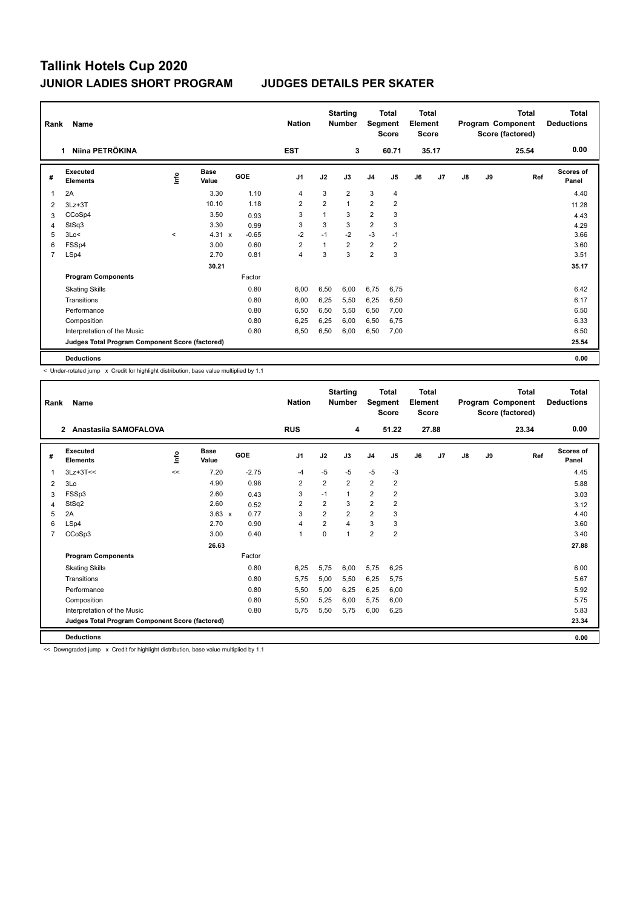# Tallink Hotels Cup 2020

## JUNIOR LADIES SHORT PROGRAM — JUDGES DETAILS PER SKATER

| Rank | Name | Nation | Starting Number | Total Segment Score | Total Element Score | Total Program Component Score (factored) | Total Deductions |
|---|---|---|---|---|---|---|---|
| 1 | Niina PETRÕKINA | EST | 3 | 60.71 | 35.17 | 25.54 | 0.00 |

| # | Executed Elements | Info | Base Value | | GOE | J1 | J2 | J3 | J4 | J5 | J6 | J7 | J8 | J9 | Ref | Scores of Panel |
|---|---|---|---|---|---|---|---|---|---|---|---|---|---|---|---|---|
| 1 | 2A | | 3.30 | | 1.10 | 4 | 3 | 2 | 3 | 4 | | | | | | 4.40 |
| 2 | 3Lz+3T | | 10.10 | | 1.18 | 2 | 2 | 1 | 2 | 2 | | | | | | 11.28 |
| 3 | CCoSp4 | | 3.50 | | 0.93 | 3 | 1 | 3 | 2 | 3 | | | | | | 4.43 |
| 4 | StSq3 | | 3.30 | | 0.99 | 3 | 3 | 3 | 2 | 3 | | | | | | 4.29 |
| 5 | 3Lo< | < | 4.31 | x | -0.65 | -2 | -1 | -2 | -3 | -1 | | | | | | 3.66 |
| 6 | FSSp4 | | 3.00 | | 0.60 | 2 | 1 | 2 | 2 | 2 | | | | | | 3.60 |
| 7 | LSp4 | | 2.70 | | 0.81 | 4 | 3 | 3 | 2 | 3 | | | | | | 3.51 |
| | | | 30.21 | | | | | | | | | | | | | 35.17 |
| | **Program Components** | | | | Factor | | | | | | | | | | | |
| | Skating Skills | | | | 0.80 | 6,00 | 6,50 | 6,00 | 6,75 | 6,75 | | | | | | 6.42 |
| | Transitions | | | | 0.80 | 6,00 | 6,25 | 5,50 | 6,25 | 6,50 | | | | | | 6.17 |
| | Performance | | | | 0.80 | 6,50 | 6,50 | 5,50 | 6,50 | 7,00 | | | | | | 6.50 |
| | Composition | | | | 0.80 | 6,25 | 6,25 | 6,00 | 6,50 | 6,75 | | | | | | 6.33 |
| | Interpretation of the Music | | | | 0.80 | 6,50 | 6,50 | 6,00 | 6,50 | 7,00 | | | | | | 6.50 |
| | **Judges Total Program Component Score (factored)** | | | | | | | | | | | | | | | 25.54 |
| | **Deductions** | | | | | | | | | | | | | | | 0.00 |

< Under-rotated jump x Credit for highlight distribution, base value multiplied by 1.1

| Rank | Name | Nation | Starting Number | Total Segment Score | Total Element Score | Total Program Component Score (factored) | Total Deductions |
|---|---|---|---|---|---|---|---|
| 2 | Anastasiia SAMOFALOVA | RUS | 4 | 51.22 | 27.88 | 23.34 | 0.00 |

| # | Executed Elements | Info | Base Value | | GOE | J1 | J2 | J3 | J4 | J5 | J6 | J7 | J8 | J9 | Ref | Scores of Panel |
|---|---|---|---|---|---|---|---|---|---|---|---|---|---|---|---|---|
| 1 | 3Lz+3T<< | << | 7.20 | | -2.75 | -4 | -5 | -5 | -5 | -3 | | | | | | 4.45 |
| 2 | 3Lo | | 4.90 | | 0.98 | 2 | 2 | 2 | 2 | 2 | | | | | | 5.88 |
| 3 | FSSp3 | | 2.60 | | 0.43 | 3 | -1 | 1 | 2 | 2 | | | | | | 3.03 |
| 4 | StSq2 | | 2.60 | | 0.52 | 2 | 2 | 3 | 2 | 2 | | | | | | 3.12 |
| 5 | 2A | | 3.63 | x | 0.77 | 3 | 2 | 2 | 2 | 3 | | | | | | 4.40 |
| 6 | LSp4 | | 2.70 | | 0.90 | 4 | 2 | 4 | 3 | 3 | | | | | | 3.60 |
| 7 | CCoSp3 | | 3.00 | | 0.40 | 1 | 0 | 1 | 2 | 2 | | | | | | 3.40 |
| | | | 26.63 | | | | | | | | | | | | | 27.88 |
| | **Program Components** | | | | Factor | | | | | | | | | | | |
| | Skating Skills | | | | 0.80 | 6,25 | 5,75 | 6,00 | 5,75 | 6,25 | | | | | | 6.00 |
| | Transitions | | | | 0.80 | 5,75 | 5,00 | 5,50 | 6,25 | 5,75 | | | | | | 5.67 |
| | Performance | | | | 0.80 | 5,50 | 5,00 | 6,25 | 6,25 | 6,00 | | | | | | 5.92 |
| | Composition | | | | 0.80 | 5,50 | 5,25 | 6,00 | 5,75 | 6,00 | | | | | | 5.75 |
| | Interpretation of the Music | | | | 0.80 | 5,75 | 5,50 | 5,75 | 6,00 | 6,25 | | | | | | 5.83 |
| | **Judges Total Program Component Score (factored)** | | | | | | | | | | | | | | | 23.34 |
| | **Deductions** | | | | | | | | | | | | | | | 0.00 |

<< Downgraded jump x Credit for highlight distribution, base value multiplied by 1.1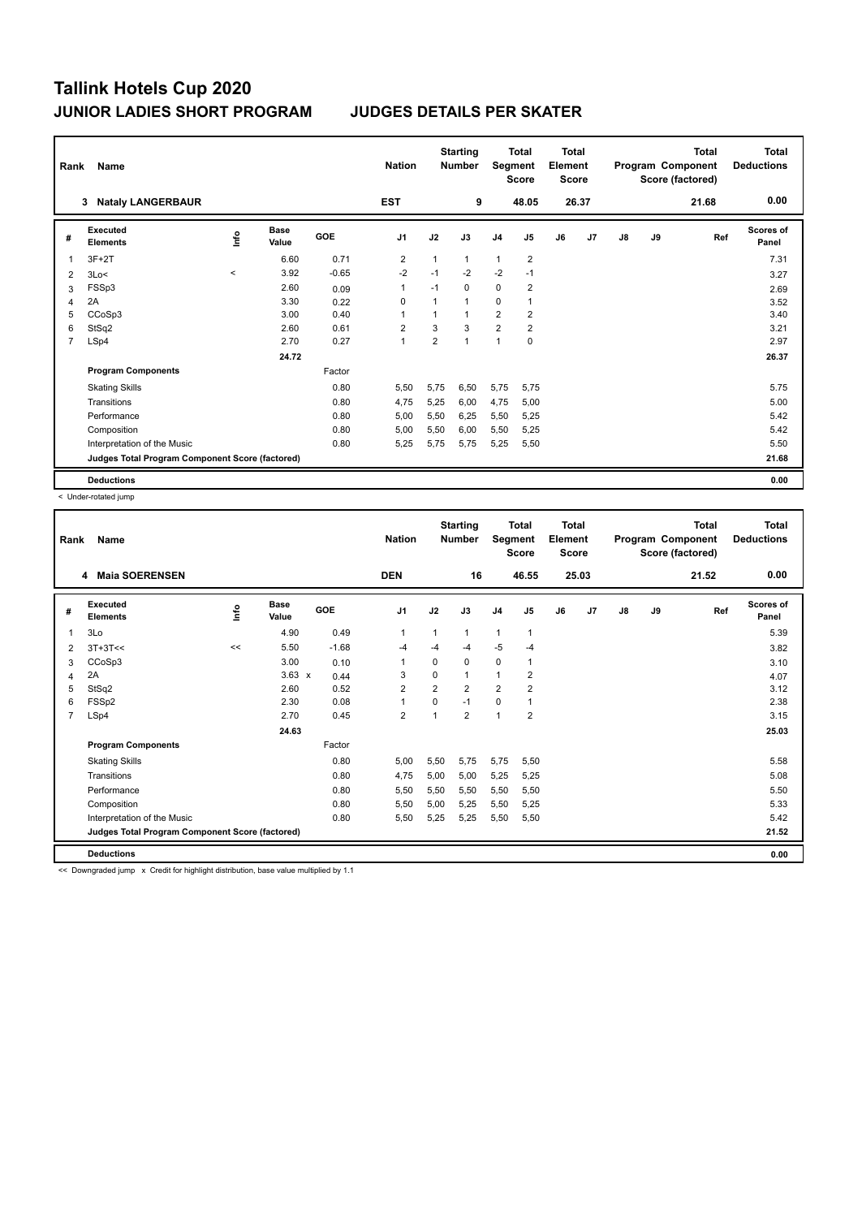# Tallink Hotels Cup 2020

## JUNIOR LADIES SHORT PROGRAM — JUDGES DETAILS PER SKATER

| Rank | Name | Nation | Starting Number | Total Segment Score | Total Element Score | Total Program Component Score (factored) | Total Deductions |
|---|---|---|---|---|---|---|---|
| 3 | Nataly LANGERBAUR | EST | 9 | 48.05 | 26.37 | 21.68 | 0.00 |

| # | Executed Elements | Info | Base Value | GOE | J1 | J2 | J3 | J4 | J5 | J6 | J7 | J8 | J9 | Ref | Scores of Panel |
|---|---|---|---|---|---|---|---|---|---|---|---|---|---|---|---|
| 1 | 3F+2T | | 6.60 | 0.71 | 2 | 1 | 1 | 1 | 2 | | | | | | 7.31 |
| 2 | 3Lo< | < | 3.92 | -0.65 | -2 | -1 | -2 | -2 | -1 | | | | | | 3.27 |
| 3 | FSSp3 | | 2.60 | 0.09 | 1 | -1 | 0 | 0 | 2 | | | | | | 2.69 |
| 4 | 2A | | 3.30 | 0.22 | 0 | 1 | 1 | 0 | 1 | | | | | | 3.52 |
| 5 | CCoSp3 | | 3.00 | 0.40 | 1 | 1 | 1 | 2 | 2 | | | | | | 3.40 |
| 6 | StSq2 | | 2.60 | 0.61 | 2 | 3 | 3 | 2 | 2 | | | | | | 3.21 |
| 7 | LSp4 | | 2.70 | 0.27 | 1 | 2 | 1 | 1 | 0 | | | | | | 2.97 |
| | | | 24.72 | | | | | | | | | | | | 26.37 |

| Program Components | Factor | J1 | J2 | J3 | J4 | J5 | J6 | J7 | J8 | J9 | Scores of Panel |
|---|---|---|---|---|---|---|---|---|---|---|---|
| Skating Skills | 0.80 | 5,50 | 5,75 | 6,50 | 5,75 | 5,75 | | | | | 5.75 |
| Transitions | 0.80 | 4,75 | 5,25 | 6,00 | 4,75 | 5,00 | | | | | 5.00 |
| Performance | 0.80 | 5,00 | 5,50 | 6,25 | 5,50 | 5,25 | | | | | 5.42 |
| Composition | 0.80 | 5,00 | 5,50 | 6,00 | 5,50 | 5,25 | | | | | 5.42 |
| Interpretation of the Music | 0.80 | 5,25 | 5,75 | 5,75 | 5,25 | 5,50 | | | | | 5.50 |
| Judges Total Program Component Score (factored) | | | | | | | | | | | 21.68 |

**Deductions** 0.00

< Under-rotated jump

| Rank | Name | Nation | Starting Number | Total Segment Score | Total Element Score | Total Program Component Score (factored) | Total Deductions |
|---|---|---|---|---|---|---|---|
| 4 | Maia SOERENSEN | DEN | 16 | 46.55 | 25.03 | 21.52 | 0.00 |

| # | Executed Elements | Info | Base Value | GOE | J1 | J2 | J3 | J4 | J5 | J6 | J7 | J8 | J9 | Ref | Scores of Panel |
|---|---|---|---|---|---|---|---|---|---|---|---|---|---|---|---|
| 1 | 3Lo | | 4.90 | 0.49 | 1 | 1 | 1 | 1 | 1 | | | | | | 5.39 |
| 2 | 3T+3T<< | << | 5.50 | -1.68 | -4 | -4 | -4 | -5 | -4 | | | | | | 3.82 |
| 3 | CCoSp3 | | 3.00 | 0.10 | 1 | 0 | 0 | 0 | 1 | | | | | | 3.10 |
| 4 | 2A | | 3.63 x | 0.44 | 3 | 0 | 1 | 1 | 2 | | | | | | 4.07 |
| 5 | StSq2 | | 2.60 | 0.52 | 2 | 2 | 2 | 2 | 2 | | | | | | 3.12 |
| 6 | FSSp2 | | 2.30 | 0.08 | 1 | 0 | -1 | 0 | 1 | | | | | | 2.38 |
| 7 | LSp4 | | 2.70 | 0.45 | 2 | 1 | 2 | 1 | 2 | | | | | | 3.15 |
| | | | 24.63 | | | | | | | | | | | | 25.03 |

| Program Components | Factor | J1 | J2 | J3 | J4 | J5 | J6 | J7 | J8 | J9 | Scores of Panel |
|---|---|---|---|---|---|---|---|---|---|---|---|
| Skating Skills | 0.80 | 5,00 | 5,50 | 5,75 | 5,75 | 5,50 | | | | | 5.58 |
| Transitions | 0.80 | 4,75 | 5,00 | 5,00 | 5,25 | 5,25 | | | | | 5.08 |
| Performance | 0.80 | 5,50 | 5,50 | 5,50 | 5,50 | 5,50 | | | | | 5.50 |
| Composition | 0.80 | 5,50 | 5,00 | 5,25 | 5,50 | 5,25 | | | | | 5.33 |
| Interpretation of the Music | 0.80 | 5,50 | 5,25 | 5,25 | 5,50 | 5,50 | | | | | 5.42 |
| Judges Total Program Component Score (factored) | | | | | | | | | | | 21.52 |

**Deductions** 0.00

<< Downgraded jump x Credit for highlight distribution, base value multiplied by 1.1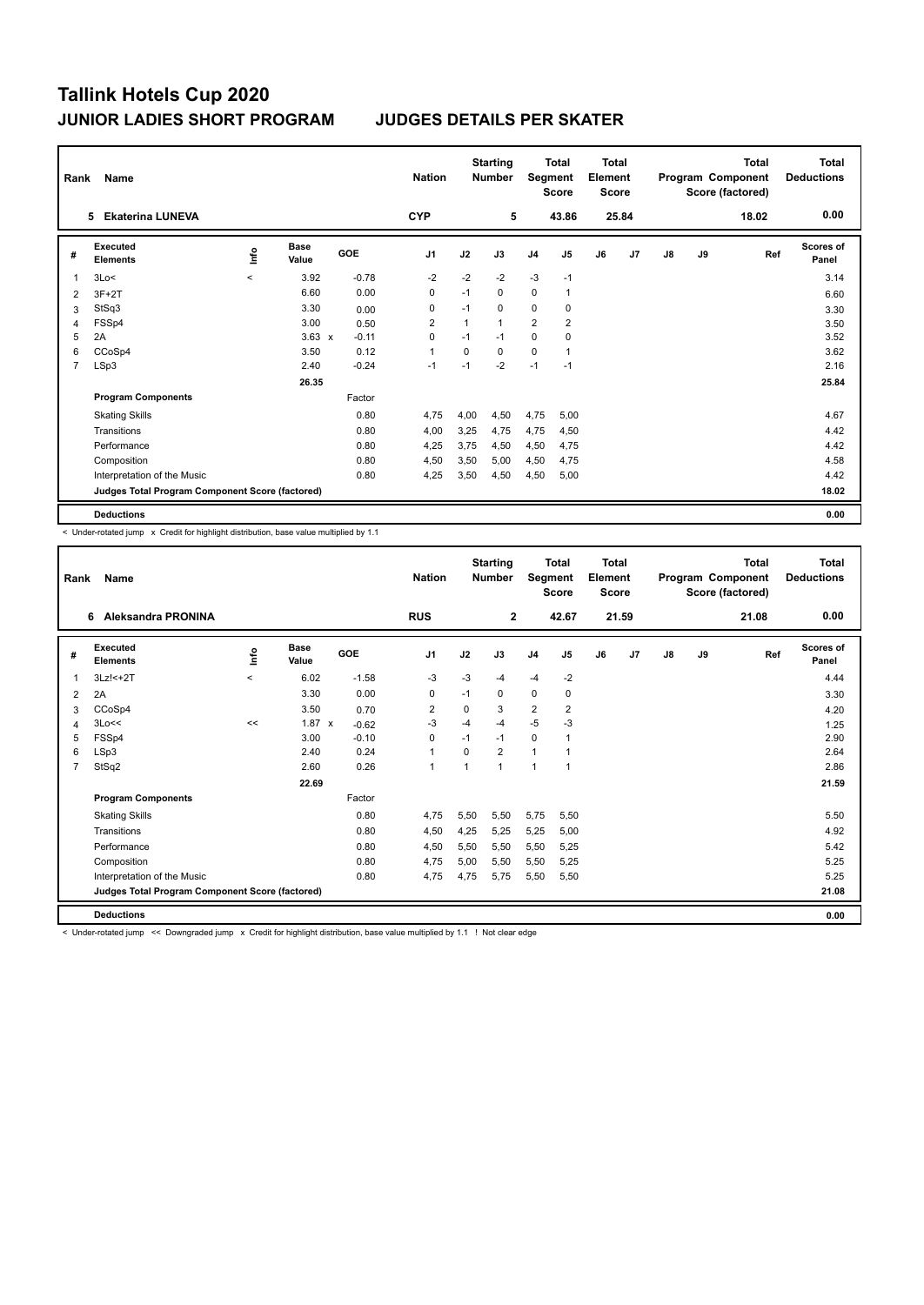# Tallink Hotels Cup 2020

## JUNIOR LADIES SHORT PROGRAM — JUDGES DETAILS PER SKATER

| Rank | Name | Nation | Starting Number | Total Segment Score | Total Element Score | Total Program Component Score (factored) | Total Deductions |
|---|---|---|---|---|---|---|---|
| 5 | Ekaterina LUNEVA | CYP | 5 | 43.86 | 25.84 | 18.02 | 0.00 |

| # | Executed Elements | Info | Base Value | GOE | J1 | J2 | J3 | J4 | J5 | J6 | J7 | J8 | J9 | Ref | Scores of Panel |
|---|---|---|---|---|---|---|---|---|---|---|---|---|---|---|---|
| 1 | 3Lo< | < | 3.92 | -0.78 | -2 | -2 | -2 | -3 | -1 | | | | | | 3.14 |
| 2 | 3F+2T | | 6.60 | 0.00 | 0 | -1 | 0 | 0 | 1 | | | | | | 6.60 |
| 3 | StSq3 | | 3.30 | 0.00 | 0 | -1 | 0 | 0 | 0 | | | | | | 3.30 |
| 4 | FSSp4 | | 3.00 | 0.50 | 2 | 1 | 1 | 2 | 2 | | | | | | 3.50 |
| 5 | 2A | | 3.63 x | -0.11 | 0 | -1 | -1 | 0 | 0 | | | | | | 3.52 |
| 6 | CCoSp4 | | 3.50 | 0.12 | 1 | 0 | 0 | 0 | 1 | | | | | | 3.62 |
| 7 | LSp3 | | 2.40 | -0.24 | -1 | -1 | -2 | -1 | -1 | | | | | | 2.16 |
| | | | 26.35 | | | | | | | | | | | | 25.84 |

| Program Components | Factor | J1 | J2 | J3 | J4 | J5 | J6 | J7 | J8 | J9 | Scores of Panel |
|---|---|---|---|---|---|---|---|---|---|---|---|
| Skating Skills | 0.80 | 4,75 | 4,00 | 4,50 | 4,75 | 5,00 | | | | | 4.67 |
| Transitions | 0.80 | 4,00 | 3,25 | 4,75 | 4,75 | 4,50 | | | | | 4.42 |
| Performance | 0.80 | 4,25 | 3,75 | 4,50 | 4,50 | 4,75 | | | | | 4.42 |
| Composition | 0.80 | 4,50 | 3,50 | 5,00 | 4,50 | 4,75 | | | | | 4.58 |
| Interpretation of the Music | 0.80 | 4,25 | 3,50 | 4,50 | 4,50 | 5,00 | | | | | 4.42 |
| Judges Total Program Component Score (factored) | | | | | | | | | | | 18.02 |
| **Deductions** | | | | | | | | | | | 0.00 |

< Under-rotated jump x Credit for highlight distribution, base value multiplied by 1.1

| Rank | Name | Nation | Starting Number | Total Segment Score | Total Element Score | Total Program Component Score (factored) | Total Deductions |
|---|---|---|---|---|---|---|---|
| 6 | Aleksandra PRONINA | RUS | 2 | 42.67 | 21.59 | 21.08 | 0.00 |

| # | Executed Elements | Info | Base Value | GOE | J1 | J2 | J3 | J4 | J5 | J6 | J7 | J8 | J9 | Ref | Scores of Panel |
|---|---|---|---|---|---|---|---|---|---|---|---|---|---|---|---|
| 1 | 3Lz!<+2T | < | 6.02 | -1.58 | -3 | -3 | -4 | -4 | -2 | | | | | | 4.44 |
| 2 | 2A | | 3.30 | 0.00 | 0 | -1 | 0 | 0 | 0 | | | | | | 3.30 |
| 3 | CCoSp4 | | 3.50 | 0.70 | 2 | 0 | 3 | 2 | 2 | | | | | | 4.20 |
| 4 | 3Lo<< | << | 1.87 x | -0.62 | -3 | -4 | -4 | -5 | -3 | | | | | | 1.25 |
| 5 | FSSp4 | | 3.00 | -0.10 | 0 | -1 | -1 | 0 | 1 | | | | | | 2.90 |
| 6 | LSp3 | | 2.40 | 0.24 | 1 | 0 | 2 | 1 | 1 | | | | | | 2.64 |
| 7 | StSq2 | | 2.60 | 0.26 | 1 | 1 | 1 | 1 | 1 | | | | | | 2.86 |
| | | | 22.69 | | | | | | | | | | | | 21.59 |

| Program Components | Factor | J1 | J2 | J3 | J4 | J5 | J6 | J7 | J8 | J9 | Scores of Panel |
|---|---|---|---|---|---|---|---|---|---|---|---|
| Skating Skills | 0.80 | 4,75 | 5,50 | 5,50 | 5,75 | 5,50 | | | | | 5.50 |
| Transitions | 0.80 | 4,50 | 4,25 | 5,25 | 5,25 | 5,00 | | | | | 4.92 |
| Performance | 0.80 | 4,50 | 5,50 | 5,50 | 5,50 | 5,25 | | | | | 5.42 |
| Composition | 0.80 | 4,75 | 5,00 | 5,50 | 5,50 | 5,25 | | | | | 5.25 |
| Interpretation of the Music | 0.80 | 4,75 | 4,75 | 5,75 | 5,50 | 5,50 | | | | | 5.25 |
| Judges Total Program Component Score (factored) | | | | | | | | | | | 21.08 |
| **Deductions** | | | | | | | | | | | 0.00 |

< Under-rotated jump << Downgraded jump x Credit for highlight distribution, base value multiplied by 1.1 ! Not clear edge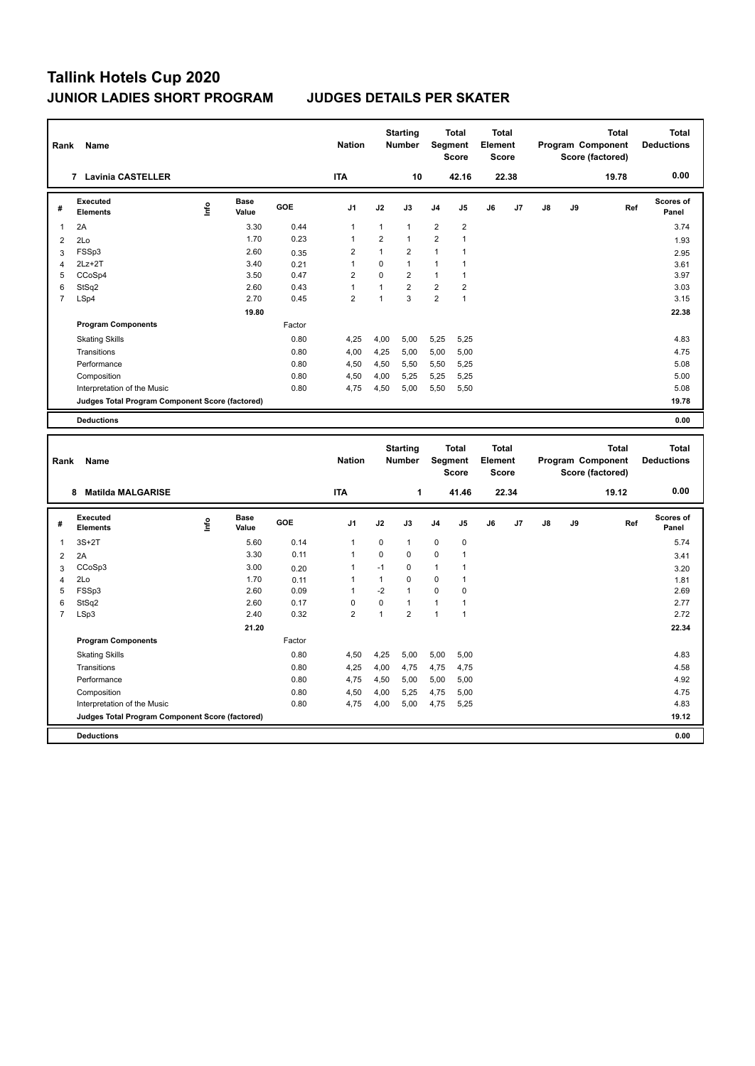# Tallink Hotels Cup 2020

## JUNIOR LADIES SHORT PROGRAM　　　JUDGES DETAILS PER SKATER

| Rank | Name | Nation | Starting Number | Total Segment Score | Total Element Score | Total Program Component Score (factored) | Total Deductions |
|---|---|---|---|---|---|---|---|
| 7 | Lavinia CASTELLER | ITA | 10 | 42.16 | 22.38 | 19.78 | 0.00 |

| # | Executed Elements | Info | Base Value | GOE | J1 | J2 | J3 | J4 | J5 | J6 | J7 | J8 | J9 | Ref | Scores of Panel |
|---|---|---|---|---|---|---|---|---|---|---|---|---|---|---|---|
| 1 | 2A | | 3.30 | 0.44 | 1 | 1 | 1 | 2 | 2 | | | | | | 3.74 |
| 2 | 2Lo | | 1.70 | 0.23 | 1 | 2 | 1 | 2 | 1 | | | | | | 1.93 |
| 3 | FSSp3 | | 2.60 | 0.35 | 2 | 1 | 2 | 1 | 1 | | | | | | 2.95 |
| 4 | 2Lz+2T | | 3.40 | 0.21 | 1 | 0 | 1 | 1 | 1 | | | | | | 3.61 |
| 5 | CCoSp4 | | 3.50 | 0.47 | 2 | 0 | 2 | 1 | 1 | | | | | | 3.97 |
| 6 | StSq2 | | 2.60 | 0.43 | 1 | 1 | 2 | 2 | 2 | | | | | | 3.03 |
| 7 | LSp4 | | 2.70 | 0.45 | 2 | 1 | 3 | 2 | 1 | | | | | | 3.15 |
| | | | 19.80 | | | | | | | | | | | | 22.38 |
| | **Program Components** | | | Factor | | | | | | | | | | | |
| | Skating Skills | | | 0.80 | 4,25 | 4,00 | 5,00 | 5,25 | 5,25 | | | | | | 4.83 |
| | Transitions | | | 0.80 | 4,00 | 4,25 | 5,00 | 5,00 | 5,00 | | | | | | 4.75 |
| | Performance | | | 0.80 | 4,50 | 4,50 | 5,50 | 5,50 | 5,25 | | | | | | 5.08 |
| | Composition | | | 0.80 | 4,50 | 4,00 | 5,25 | 5,25 | 5,25 | | | | | | 5.00 |
| | Interpretation of the Music | | | 0.80 | 4,75 | 4,50 | 5,00 | 5,50 | 5,50 | | | | | | 5.08 |
| | **Judges Total Program Component Score (factored)** | | | | | | | | | | | | | | 19.78 |
| | **Deductions** | | | | | | | | | | | | | | 0.00 |

| Rank | Name | Nation | Starting Number | Total Segment Score | Total Element Score | Total Program Component Score (factored) | Total Deductions |
|---|---|---|---|---|---|---|---|
| 8 | Matilda MALGARISE | ITA | 1 | 41.46 | 22.34 | 19.12 | 0.00 |

| # | Executed Elements | Info | Base Value | GOE | J1 | J2 | J3 | J4 | J5 | J6 | J7 | J8 | J9 | Ref | Scores of Panel |
|---|---|---|---|---|---|---|---|---|---|---|---|---|---|---|---|
| 1 | 3S+2T | | 5.60 | 0.14 | 1 | 0 | 1 | 0 | 0 | | | | | | 5.74 |
| 2 | 2A | | 3.30 | 0.11 | 1 | 0 | 0 | 0 | 1 | | | | | | 3.41 |
| 3 | CCoSp3 | | 3.00 | 0.20 | 1 | -1 | 0 | 1 | 1 | | | | | | 3.20 |
| 4 | 2Lo | | 1.70 | 0.11 | 1 | 1 | 0 | 0 | 1 | | | | | | 1.81 |
| 5 | FSSp3 | | 2.60 | 0.09 | 1 | -2 | 1 | 0 | 0 | | | | | | 2.69 |
| 6 | StSq2 | | 2.60 | 0.17 | 0 | 0 | 1 | 1 | 1 | | | | | | 2.77 |
| 7 | LSp3 | | 2.40 | 0.32 | 2 | 1 | 2 | 1 | 1 | | | | | | 2.72 |
| | | | 21.20 | | | | | | | | | | | | 22.34 |
| | **Program Components** | | | Factor | | | | | | | | | | | |
| | Skating Skills | | | 0.80 | 4,50 | 4,25 | 5,00 | 5,00 | 5,00 | | | | | | 4.83 |
| | Transitions | | | 0.80 | 4,25 | 4,00 | 4,75 | 4,75 | 4,75 | | | | | | 4.58 |
| | Performance | | | 0.80 | 4,75 | 4,50 | 5,00 | 5,00 | 5,00 | | | | | | 4.92 |
| | Composition | | | 0.80 | 4,50 | 4,00 | 5,25 | 4,75 | 5,00 | | | | | | 4.75 |
| | Interpretation of the Music | | | 0.80 | 4,75 | 4,00 | 5,00 | 4,75 | 5,25 | | | | | | 4.83 |
| | **Judges Total Program Component Score (factored)** | | | | | | | | | | | | | | 19.12 |
| | **Deductions** | | | | | | | | | | | | | | 0.00 |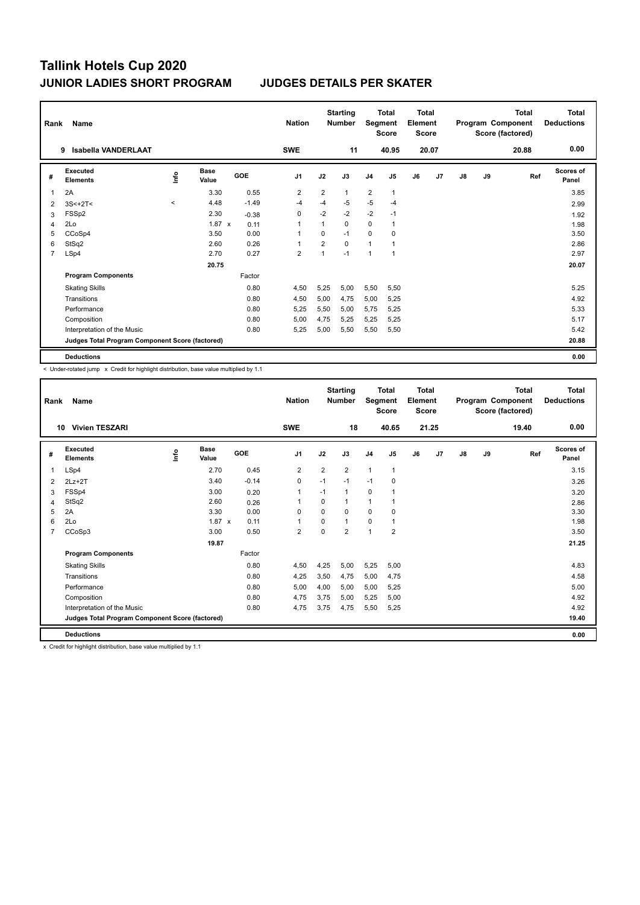# Tallink Hotels Cup 2020

## JUNIOR LADIES SHORT PROGRAM JUDGES DETAILS PER SKATER

| Rank | Name | Nation | Starting Number | Total Segment Score | Total Element Score | Total Program Component Score (factored) | Total Deductions |
|---|---|---|---|---|---|---|---|
| 9 | Isabella VANDERLAAT | SWE | 11 | 40.95 | 20.07 | 20.88 | 0.00 |

| # | Executed Elements | Info | Base Value | | GOE | J1 | J2 | J3 | J4 | J5 | J6 | J7 | J8 | J9 | Ref | Scores of Panel |
|---|---|---|---|---|---|---|---|---|---|---|---|---|---|---|---|---|
| 1 | 2A | | 3.30 | | 0.55 | 2 | 2 | 1 | 2 | 1 | | | | | | 3.85 |
| 2 | 3S<+2T< | < | 4.48 | | -1.49 | -4 | -4 | -5 | -5 | -4 | | | | | | 2.99 |
| 3 | FSSp2 | | 2.30 | | -0.38 | 0 | -2 | -2 | -2 | -1 | | | | | | 1.92 |
| 4 | 2Lo | | 1.87 | x | 0.11 | 1 | 1 | 0 | 0 | 1 | | | | | | 1.98 |
| 5 | CCoSp4 | | 3.50 | | 0.00 | 1 | 0 | -1 | 0 | 0 | | | | | | 3.50 |
| 6 | StSq2 | | 2.60 | | 0.26 | 1 | 2 | 0 | 1 | 1 | | | | | | 2.86 |
| 7 | LSp4 | | 2.70 | | 0.27 | 2 | 1 | -1 | 1 | 1 | | | | | | 2.97 |
| | | | 20.75 | | | | | | | | | | | | | 20.07 |
| | **Program Components** | | | | Factor | | | | | | | | | | | |
| | Skating Skills | | | | 0.80 | 4,50 | 5,25 | 5,00 | 5,50 | 5,50 | | | | | | 5.25 |
| | Transitions | | | | 0.80 | 4,50 | 5,00 | 4,75 | 5,00 | 5,25 | | | | | | 4.92 |
| | Performance | | | | 0.80 | 5,25 | 5,50 | 5,00 | 5,75 | 5,25 | | | | | | 5.33 |
| | Composition | | | | 0.80 | 5,00 | 4,75 | 5,25 | 5,25 | 5,25 | | | | | | 5.17 |
| | Interpretation of the Music | | | | 0.80 | 5,25 | 5,00 | 5,50 | 5,50 | 5,50 | | | | | | 5.42 |
| | **Judges Total Program Component Score (factored)** | | | | | | | | | | | | | | | 20.88 |
| | **Deductions** | | | | | | | | | | | | | | | 0.00 |

< Under-rotated jump x Credit for highlight distribution, base value multiplied by 1.1

| Rank | Name | Nation | Starting Number | Total Segment Score | Total Element Score | Total Program Component Score (factored) | Total Deductions |
|---|---|---|---|---|---|---|---|
| 10 | Vivien TESZARI | SWE | 18 | 40.65 | 21.25 | 19.40 | 0.00 |

| # | Executed Elements | Info | Base Value | | GOE | J1 | J2 | J3 | J4 | J5 | J6 | J7 | J8 | J9 | Ref | Scores of Panel |
|---|---|---|---|---|---|---|---|---|---|---|---|---|---|---|---|---|
| 1 | LSp4 | | 2.70 | | 0.45 | 2 | 2 | 2 | 1 | 1 | | | | | | 3.15 |
| 2 | 2Lz+2T | | 3.40 | | -0.14 | 0 | -1 | -1 | -1 | 0 | | | | | | 3.26 |
| 3 | FSSp4 | | 3.00 | | 0.20 | 1 | -1 | 1 | 0 | 1 | | | | | | 3.20 |
| 4 | StSq2 | | 2.60 | | 0.26 | 1 | 0 | 1 | 1 | 1 | | | | | | 2.86 |
| 5 | 2A | | 3.30 | | 0.00 | 0 | 0 | 0 | 0 | 0 | | | | | | 3.30 |
| 6 | 2Lo | | 1.87 | x | 0.11 | 1 | 0 | 1 | 0 | 1 | | | | | | 1.98 |
| 7 | CCoSp3 | | 3.00 | | 0.50 | 2 | 0 | 2 | 1 | 2 | | | | | | 3.50 |
| | | | 19.87 | | | | | | | | | | | | | 21.25 |
| | **Program Components** | | | | Factor | | | | | | | | | | | |
| | Skating Skills | | | | 0.80 | 4,50 | 4,25 | 5,00 | 5,25 | 5,00 | | | | | | 4.83 |
| | Transitions | | | | 0.80 | 4,25 | 3,50 | 4,75 | 5,00 | 4,75 | | | | | | 4.58 |
| | Performance | | | | 0.80 | 5,00 | 4,00 | 5,00 | 5,00 | 5,25 | | | | | | 5.00 |
| | Composition | | | | 0.80 | 4,75 | 3,75 | 5,00 | 5,25 | 5,00 | | | | | | 4.92 |
| | Interpretation of the Music | | | | 0.80 | 4,75 | 3,75 | 4,75 | 5,50 | 5,25 | | | | | | 4.92 |
| | **Judges Total Program Component Score (factored)** | | | | | | | | | | | | | | | 19.40 |
| | **Deductions** | | | | | | | | | | | | | | | 0.00 |

x Credit for highlight distribution, base value multiplied by 1.1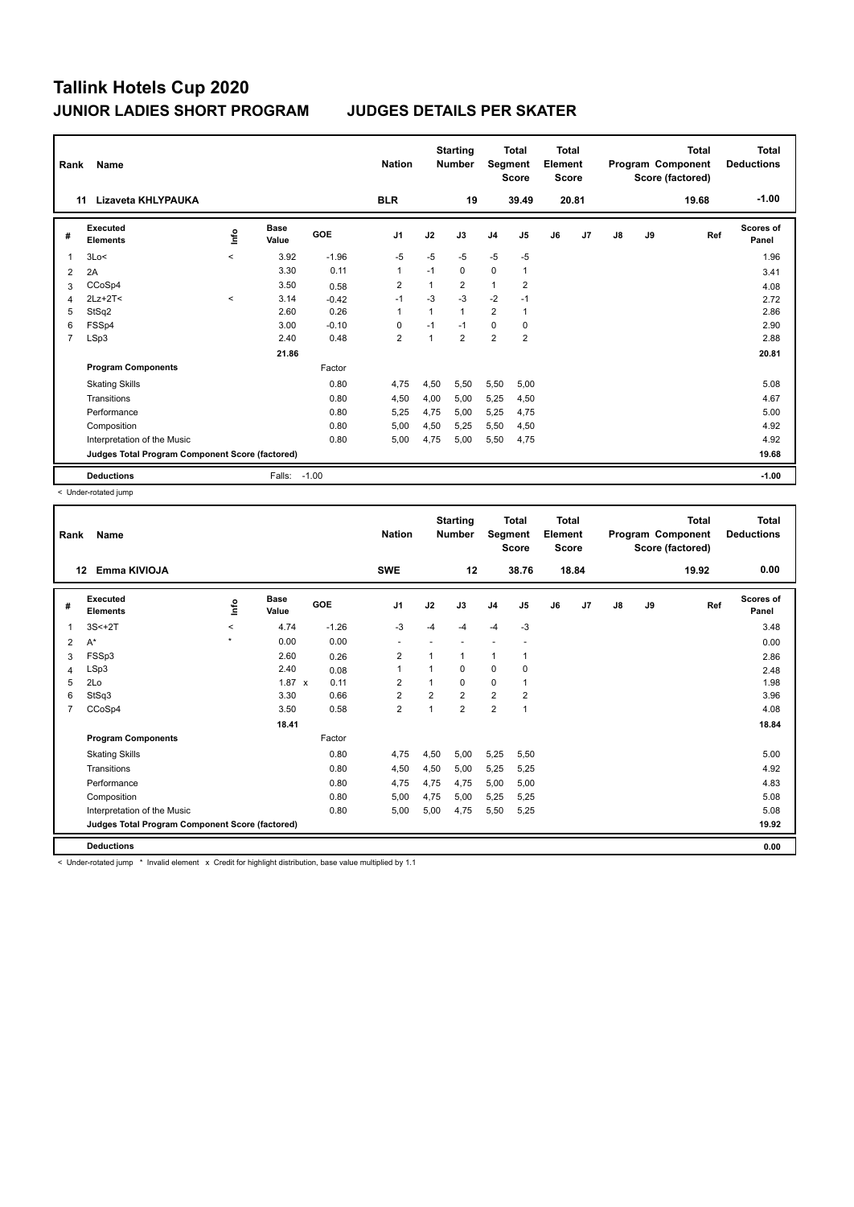# Tallink Hotels Cup 2020

## JUNIOR LADIES SHORT PROGRAM — JUDGES DETAILS PER SKATER

| Rank | Name | Nation | Starting Number | Total Segment Score | Total Element Score | Total Program Component Score (factored) | Total Deductions |
|---|---|---|---|---|---|---|---|
| 11 | Lizaveta KHLYPAUKA | BLR | 19 | 39.49 | 20.81 | 19.68 | -1.00 |

| # | Executed Elements | Info | Base Value | GOE | J1 | J2 | J3 | J4 | J5 | J6 | J7 | J8 | J9 | Ref | Scores of Panel |
|---|---|---|---|---|---|---|---|---|---|---|---|---|---|---|---|
| 1 | 3Lo< | < | 3.92 | -1.96 | -5 | -5 | -5 | -5 | -5 | | | | | | 1.96 |
| 2 | 2A | | 3.30 | 0.11 | 1 | -1 | 0 | 0 | 1 | | | | | | 3.41 |
| 3 | CCoSp4 | | 3.50 | 0.58 | 2 | 1 | 2 | 1 | 2 | | | | | | 4.08 |
| 4 | 2Lz+2T< | < | 3.14 | -0.42 | -1 | -3 | -3 | -2 | -1 | | | | | | 2.72 |
| 5 | StSq2 | | 2.60 | 0.26 | 1 | 1 | 1 | 2 | 1 | | | | | | 2.86 |
| 6 | FSSp4 | | 3.00 | -0.10 | 0 | -1 | -1 | 0 | 0 | | | | | | 2.90 |
| 7 | LSp3 | | 2.40 | 0.48 | 2 | 1 | 2 | 2 | 2 | | | | | | 2.88 |
| | | | 21.86 | | | | | | | | | | | | 20.81 |
| | **Program Components** | | | Factor | | | | | | | | | | | |
| | Skating Skills | | | 0.80 | 4,75 | 4,50 | 5,50 | 5,50 | 5,00 | | | | | | 5.08 |
| | Transitions | | | 0.80 | 4,50 | 4,00 | 5,00 | 5,25 | 4,50 | | | | | | 4.67 |
| | Performance | | | 0.80 | 5,25 | 4,75 | 5,00 | 5,25 | 4,75 | | | | | | 5.00 |
| | Composition | | | 0.80 | 5,00 | 4,50 | 5,25 | 5,50 | 4,50 | | | | | | 4.92 |
| | Interpretation of the Music | | | 0.80 | 5,00 | 4,75 | 5,00 | 5,50 | 4,75 | | | | | | 4.92 |
| | Judges Total Program Component Score (factored) | | | | | | | | | | | | | | 19.68 |
| | **Deductions** | | Falls: | -1.00 | | | | | | | | | | | -1.00 |

< Under-rotated jump

| Rank | Name | Nation | Starting Number | Total Segment Score | Total Element Score | Total Program Component Score (factored) | Total Deductions |
|---|---|---|---|---|---|---|---|
| 12 | Emma KIVIOJA | SWE | 12 | 38.76 | 18.84 | 19.92 | 0.00 |

| # | Executed Elements | Info | Base Value | GOE | J1 | J2 | J3 | J4 | J5 | J6 | J7 | J8 | J9 | Ref | Scores of Panel |
|---|---|---|---|---|---|---|---|---|---|---|---|---|---|---|---|
| 1 | 3S<+2T | < | 4.74 | -1.26 | -3 | -4 | -4 | -4 | -3 | | | | | | 3.48 |
| 2 | A* | * | 0.00 | 0.00 | - | - | - | - | - | | | | | | 0.00 |
| 3 | FSSp3 | | 2.60 | 0.26 | 2 | 1 | 1 | 1 | 1 | | | | | | 2.86 |
| 4 | LSp3 | | 2.40 | 0.08 | 1 | 1 | 0 | 0 | 0 | | | | | | 2.48 |
| 5 | 2Lo | | 1.87 x | 0.11 | 2 | 1 | 0 | 0 | 1 | | | | | | 1.98 |
| 6 | StSq3 | | 3.30 | 0.66 | 2 | 2 | 2 | 2 | 2 | | | | | | 3.96 |
| 7 | CCoSp4 | | 3.50 | 0.58 | 2 | 1 | 2 | 2 | 1 | | | | | | 4.08 |
| | | | 18.41 | | | | | | | | | | | | 18.84 |
| | **Program Components** | | | Factor | | | | | | | | | | | |
| | Skating Skills | | | 0.80 | 4,75 | 4,50 | 5,00 | 5,25 | 5,50 | | | | | | 5.00 |
| | Transitions | | | 0.80 | 4,50 | 4,50 | 5,00 | 5,25 | 5,25 | | | | | | 4.92 |
| | Performance | | | 0.80 | 4,75 | 4,75 | 4,75 | 5,00 | 5,00 | | | | | | 4.83 |
| | Composition | | | 0.80 | 5,00 | 4,75 | 5,00 | 5,25 | 5,25 | | | | | | 5.08 |
| | Interpretation of the Music | | | 0.80 | 5,00 | 5,00 | 4,75 | 5,50 | 5,25 | | | | | | 5.08 |
| | Judges Total Program Component Score (factored) | | | | | | | | | | | | | | 19.92 |
| | **Deductions** | | | | | | | | | | | | | | 0.00 |

< Under-rotated jump * Invalid element x Credit for highlight distribution, base value multiplied by 1.1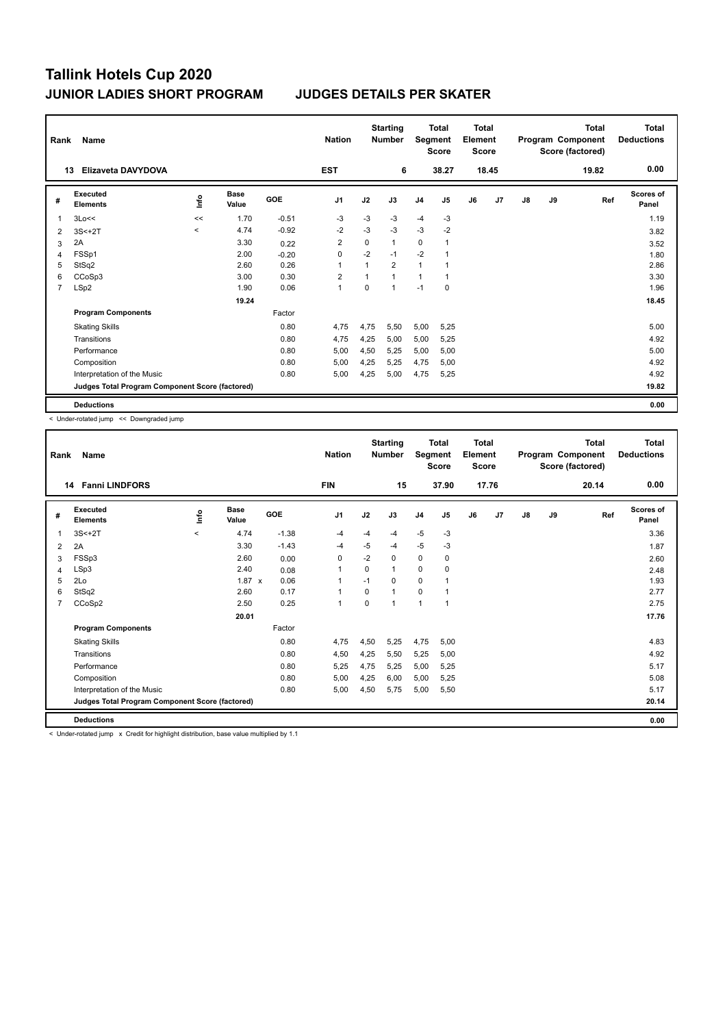# Tallink Hotels Cup 2020

## JUNIOR LADIES SHORT PROGRAM — JUDGES DETAILS PER SKATER

| Rank | Name | Nation | Starting Number | Total Segment Score | Total Element Score | Total Program Component Score (factored) | Total Deductions |
|---|---|---|---|---|---|---|---|
| 13 | Elizaveta DAVYDOVA | EST | 6 | 38.27 | 18.45 | 19.82 | 0.00 |

| # | Executed Elements | Info | Base Value | GOE | J1 | J2 | J3 | J4 | J5 | J6 | J7 | J8 | J9 | Ref | Scores of Panel |
|---|---|---|---|---|---|---|---|---|---|---|---|---|---|---|---|
| 1 | 3Lo<< | << | 1.70 | -0.51 | -3 | -3 | -3 | -4 | -3 | | | | | | 1.19 |
| 2 | 3S<+2T | < | 4.74 | -0.92 | -2 | -3 | -3 | -3 | -2 | | | | | | 3.82 |
| 3 | 2A | | 3.30 | 0.22 | 2 | 0 | 1 | 0 | 1 | | | | | | 3.52 |
| 4 | FSSp1 | | 2.00 | -0.20 | 0 | -2 | -1 | -2 | 1 | | | | | | 1.80 |
| 5 | StSq2 | | 2.60 | 0.26 | 1 | 1 | 2 | 1 | 1 | | | | | | 2.86 |
| 6 | CCoSp3 | | 3.00 | 0.30 | 2 | 1 | 1 | 1 | 1 | | | | | | 3.30 |
| 7 | LSp2 | | 1.90 | 0.06 | 1 | 0 | 1 | -1 | 0 | | | | | | 1.96 |
| | | | 19.24 | | | | | | | | | | | | 18.45 |
| | **Program Components** | | | Factor | | | | | | | | | | | |
| | Skating Skills | | | 0.80 | 4,75 | 4,75 | 5,50 | 5,00 | 5,25 | | | | | | 5.00 |
| | Transitions | | | 0.80 | 4,75 | 4,25 | 5,00 | 5,00 | 5,25 | | | | | | 4.92 |
| | Performance | | | 0.80 | 5,00 | 4,50 | 5,25 | 5,00 | 5,00 | | | | | | 5.00 |
| | Composition | | | 0.80 | 5,00 | 4,25 | 5,25 | 4,75 | 5,00 | | | | | | 4.92 |
| | Interpretation of the Music | | | 0.80 | 5,00 | 4,25 | 5,00 | 4,75 | 5,25 | | | | | | 4.92 |
| | **Judges Total Program Component Score (factored)** | | | | | | | | | | | | | | 19.82 |
| | **Deductions** | | | | | | | | | | | | | | 0.00 |

< Under-rotated jump << Downgraded jump

| Rank | Name | Nation | Starting Number | Total Segment Score | Total Element Score | Total Program Component Score (factored) | Total Deductions |
|---|---|---|---|---|---|---|---|
| 14 | Fanni LINDFORS | FIN | 15 | 37.90 | 17.76 | 20.14 | 0.00 |

| # | Executed Elements | Info | Base Value | GOE | J1 | J2 | J3 | J4 | J5 | J6 | J7 | J8 | J9 | Ref | Scores of Panel |
|---|---|---|---|---|---|---|---|---|---|---|---|---|---|---|---|
| 1 | 3S<+2T | < | 4.74 | -1.38 | -4 | -4 | -4 | -5 | -3 | | | | | | 3.36 |
| 2 | 2A | | 3.30 | -1.43 | -4 | -5 | -4 | -5 | -3 | | | | | | 1.87 |
| 3 | FSSp3 | | 2.60 | 0.00 | 0 | -2 | 0 | 0 | 0 | | | | | | 2.60 |
| 4 | LSp3 | | 2.40 | 0.08 | 1 | 0 | 1 | 0 | 0 | | | | | | 2.48 |
| 5 | 2Lo | | 1.87 x | 0.06 | 1 | -1 | 0 | 0 | 1 | | | | | | 1.93 |
| 6 | StSq2 | | 2.60 | 0.17 | 1 | 0 | 1 | 0 | 1 | | | | | | 2.77 |
| 7 | CCoSp2 | | 2.50 | 0.25 | 1 | 0 | 1 | 1 | 1 | | | | | | 2.75 |
| | | | 20.01 | | | | | | | | | | | | 17.76 |
| | **Program Components** | | | Factor | | | | | | | | | | | |
| | Skating Skills | | | 0.80 | 4,75 | 4,50 | 5,25 | 4,75 | 5,00 | | | | | | 4.83 |
| | Transitions | | | 0.80 | 4,50 | 4,25 | 5,50 | 5,25 | 5,00 | | | | | | 4.92 |
| | Performance | | | 0.80 | 5,25 | 4,75 | 5,25 | 5,00 | 5,25 | | | | | | 5.17 |
| | Composition | | | 0.80 | 5,00 | 4,25 | 6,00 | 5,00 | 5,25 | | | | | | 5.08 |
| | Interpretation of the Music | | | 0.80 | 5,00 | 4,50 | 5,75 | 5,00 | 5,50 | | | | | | 5.17 |
| | **Judges Total Program Component Score (factored)** | | | | | | | | | | | | | | 20.14 |
| | **Deductions** | | | | | | | | | | | | | | 0.00 |

< Under-rotated jump x Credit for highlight distribution, base value multiplied by 1.1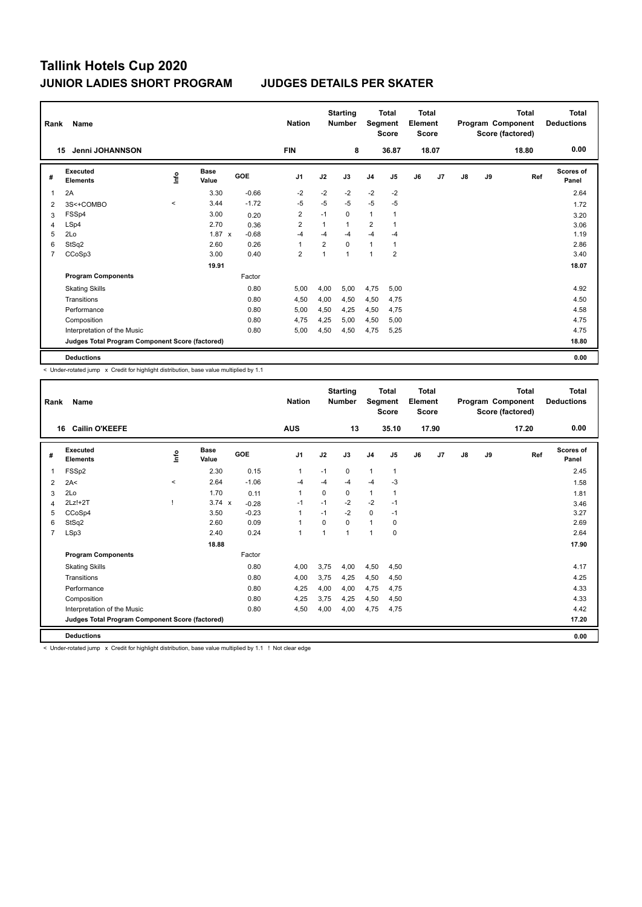# Tallink Hotels Cup 2020

## JUNIOR LADIES SHORT PROGRAM — JUDGES DETAILS PER SKATER

| Rank | Name | Nation | Starting Number | Total Segment Score | Total Element Score | Total Program Component Score (factored) | Total Deductions |
|---|---|---|---|---|---|---|---|
| 15 | Jenni JOHANNSON | FIN | 8 | 36.87 | 18.07 | 18.80 | 0.00 |

| # | Executed Elements | Info | Base Value | GOE | J1 | J2 | J3 | J4 | J5 | J6 | J7 | J8 | J9 | Ref | Scores of Panel |
|---|---|---|---|---|---|---|---|---|---|---|---|---|---|---|---|
| 1 | 2A | | 3.30 | -0.66 | -2 | -2 | -2 | -2 | -2 | | | | | | 2.64 |
| 2 | 3S<+COMBO | < | 3.44 | -1.72 | -5 | -5 | -5 | -5 | -5 | | | | | | 1.72 |
| 3 | FSSp4 | | 3.00 | 0.20 | 2 | -1 | 0 | 1 | 1 | | | | | | 3.20 |
| 4 | LSp4 | | 2.70 | 0.36 | 2 | 1 | 1 | 2 | 1 | | | | | | 3.06 |
| 5 | 2Lo | | 1.87 x | -0.68 | -4 | -4 | -4 | -4 | -4 | | | | | | 1.19 |
| 6 | StSq2 | | 2.60 | 0.26 | 1 | 2 | 0 | 1 | 1 | | | | | | 2.86 |
| 7 | CCoSp3 | | 3.00 | 0.40 | 2 | 1 | 1 | 1 | 2 | | | | | | 3.40 |
| | | | 19.91 | | | | | | | | | | | | 18.07 |
| | **Program Components** | | | Factor | | | | | | | | | | | |
| | Skating Skills | | | 0.80 | 5,00 | 4,00 | 5,00 | 4,75 | 5,00 | | | | | | 4.92 |
| | Transitions | | | 0.80 | 4,50 | 4,00 | 4,50 | 4,50 | 4,75 | | | | | | 4.50 |
| | Performance | | | 0.80 | 5,00 | 4,50 | 4,25 | 4,50 | 4,75 | | | | | | 4.58 |
| | Composition | | | 0.80 | 4,75 | 4,25 | 5,00 | 4,50 | 5,00 | | | | | | 4.75 |
| | Interpretation of the Music | | | 0.80 | 5,00 | 4,50 | 4,50 | 4,75 | 5,25 | | | | | | 4.75 |
| | **Judges Total Program Component Score (factored)** | | | | | | | | | | | | | | 18.80 |
| | **Deductions** | | | | | | | | | | | | | | 0.00 |

< Under-rotated jump x Credit for highlight distribution, base value multiplied by 1.1

| Rank | Name | Nation | Starting Number | Total Segment Score | Total Element Score | Total Program Component Score (factored) | Total Deductions |
|---|---|---|---|---|---|---|---|
| 16 | Cailin O'KEEFE | AUS | 13 | 35.10 | 17.90 | 17.20 | 0.00 |

| # | Executed Elements | Info | Base Value | GOE | J1 | J2 | J3 | J4 | J5 | J6 | J7 | J8 | J9 | Ref | Scores of Panel |
|---|---|---|---|---|---|---|---|---|---|---|---|---|---|---|---|
| 1 | FSSp2 | | 2.30 | 0.15 | 1 | -1 | 0 | 1 | 1 | | | | | | 2.45 |
| 2 | 2A< | < | 2.64 | -1.06 | -4 | -4 | -4 | -4 | -3 | | | | | | 1.58 |
| 3 | 2Lo | | 1.70 | 0.11 | 1 | 0 | 0 | 1 | 1 | | | | | | 1.81 |
| 4 | 2Lz!+2T | ! | 3.74 x | -0.28 | -1 | -1 | -2 | -2 | -1 | | | | | | 3.46 |
| 5 | CCoSp4 | | 3.50 | -0.23 | 1 | -1 | -2 | 0 | -1 | | | | | | 3.27 |
| 6 | StSq2 | | 2.60 | 0.09 | 1 | 0 | 0 | 1 | 0 | | | | | | 2.69 |
| 7 | LSp3 | | 2.40 | 0.24 | 1 | 1 | 1 | 1 | 0 | | | | | | 2.64 |
| | | | 18.88 | | | | | | | | | | | | 17.90 |
| | **Program Components** | | | Factor | | | | | | | | | | | |
| | Skating Skills | | | 0.80 | 4,00 | 3,75 | 4,00 | 4,50 | 4,50 | | | | | | 4.17 |
| | Transitions | | | 0.80 | 4,00 | 3,75 | 4,25 | 4,50 | 4,50 | | | | | | 4.25 |
| | Performance | | | 0.80 | 4,25 | 4,00 | 4,00 | 4,75 | 4,75 | | | | | | 4.33 |
| | Composition | | | 0.80 | 4,25 | 3,75 | 4,25 | 4,50 | 4,50 | | | | | | 4.33 |
| | Interpretation of the Music | | | 0.80 | 4,50 | 4,00 | 4,00 | 4,75 | 4,75 | | | | | | 4.42 |
| | **Judges Total Program Component Score (factored)** | | | | | | | | | | | | | | 17.20 |
| | **Deductions** | | | | | | | | | | | | | | 0.00 |

< Under-rotated jump x Credit for highlight distribution, base value multiplied by 1.1 ! Not clear edge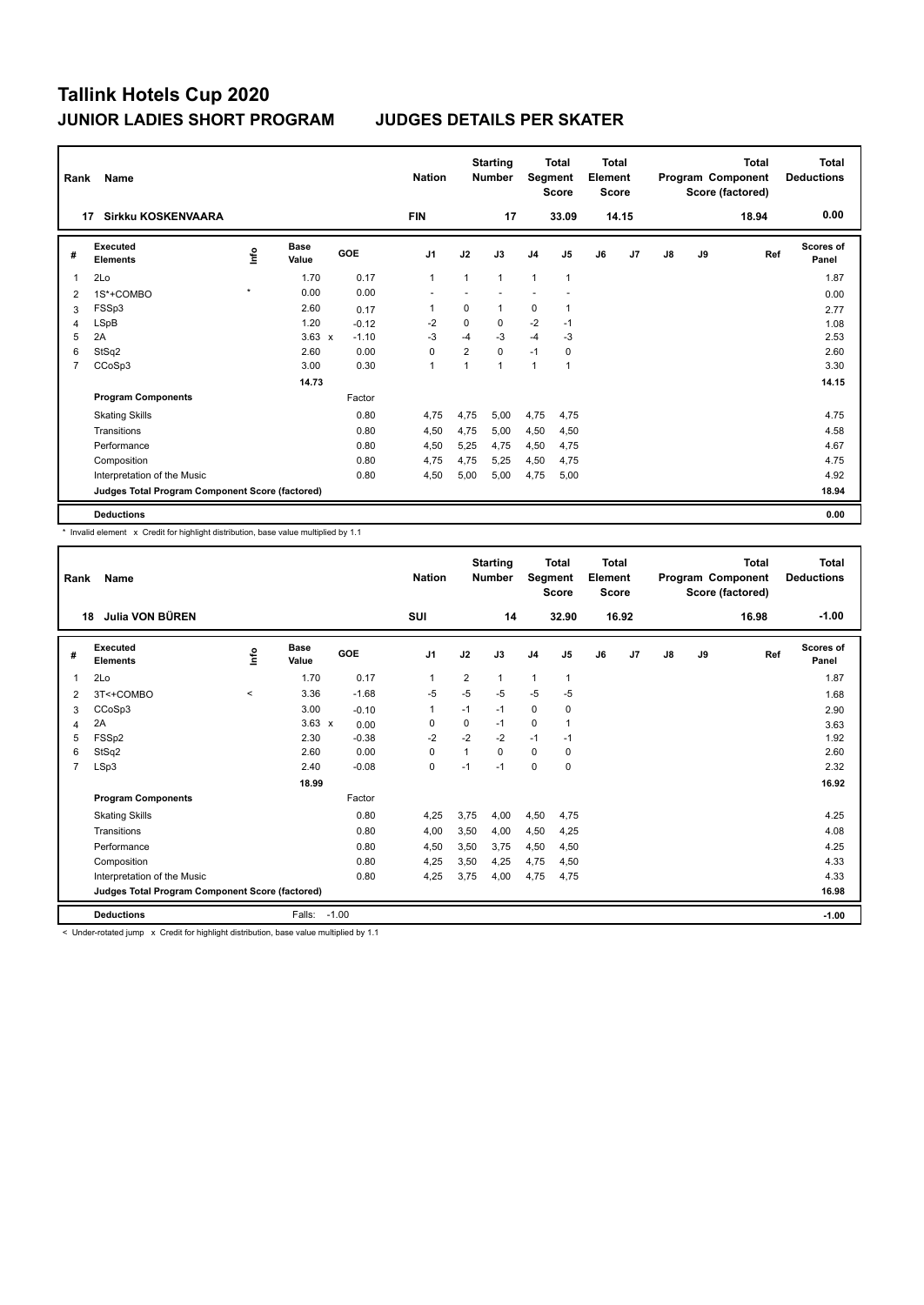# Tallink Hotels Cup 2020

## JUNIOR LADIES SHORT PROGRAM — JUDGES DETAILS PER SKATER

| Rank | Name | Nation | Starting Number | Total Segment Score | Total Element Score | Total Program Component Score (factored) | Total Deductions |
|---|---|---|---|---|---|---|---|
| 17 | Sirkku KOSKENVAARA | FIN | 17 | 33.09 | 14.15 | 18.94 | 0.00 |

| # | Executed Elements | Info | Base Value | GOE | J1 | J2 | J3 | J4 | J5 | J6 | J7 | J8 | J9 | Ref | Scores of Panel |
|---|---|---|---|---|---|---|---|---|---|---|---|---|---|---|---|
| 1 | 2Lo | | 1.70 | 0.17 | 1 | 1 | 1 | 1 | 1 | | | | | | 1.87 |
| 2 | 1S*+COMBO | * | 0.00 | 0.00 | - | - | - | - | - | | | | | | 0.00 |
| 3 | FSSp3 | | 2.60 | 0.17 | 1 | 0 | 1 | 0 | 1 | | | | | | 2.77 |
| 4 | LSpB | | 1.20 | -0.12 | -2 | 0 | 0 | -2 | -1 | | | | | | 1.08 |
| 5 | 2A | | 3.63 x | -1.10 | -3 | -4 | -3 | -4 | -3 | | | | | | 2.53 |
| 6 | StSq2 | | 2.60 | 0.00 | 0 | 2 | 0 | -1 | 0 | | | | | | 2.60 |
| 7 | CCoSp3 | | 3.00 | 0.30 | 1 | 1 | 1 | 1 | 1 | | | | | | 3.30 |
| | | | 14.73 | | | | | | | | | | | | 14.15 |
| | **Program Components** | | | Factor | | | | | | | | | | | |
| | Skating Skills | | | 0.80 | 4,75 | 4,75 | 5,00 | 4,75 | 4,75 | | | | | | 4.75 |
| | Transitions | | | 0.80 | 4,50 | 4,75 | 5,00 | 4,50 | 4,50 | | | | | | 4.58 |
| | Performance | | | 0.80 | 4,50 | 5,25 | 4,75 | 4,50 | 4,75 | | | | | | 4.67 |
| | Composition | | | 0.80 | 4,75 | 4,75 | 5,25 | 4,50 | 4,75 | | | | | | 4.75 |
| | Interpretation of the Music | | | 0.80 | 4,50 | 5,00 | 5,00 | 4,75 | 5,00 | | | | | | 4.92 |
| | **Judges Total Program Component Score (factored)** | | | | | | | | | | | | | | 18.94 |
| | **Deductions** | | | | | | | | | | | | | | 0.00 |

\* Invalid element x Credit for highlight distribution, base value multiplied by 1.1

| Rank | Name | Nation | Starting Number | Total Segment Score | Total Element Score | Total Program Component Score (factored) | Total Deductions |
|---|---|---|---|---|---|---|---|
| 18 | Julia VON BÜREN | SUI | 14 | 32.90 | 16.92 | 16.98 | -1.00 |

| # | Executed Elements | Info | Base Value | GOE | J1 | J2 | J3 | J4 | J5 | J6 | J7 | J8 | J9 | Ref | Scores of Panel |
|---|---|---|---|---|---|---|---|---|---|---|---|---|---|---|---|
| 1 | 2Lo | | 1.70 | 0.17 | 1 | 2 | 1 | 1 | 1 | | | | | | 1.87 |
| 2 | 3T<+COMBO | < | 3.36 | -1.68 | -5 | -5 | -5 | -5 | -5 | | | | | | 1.68 |
| 3 | CCoSp3 | | 3.00 | -0.10 | 1 | -1 | -1 | 0 | 0 | | | | | | 2.90 |
| 4 | 2A | | 3.63 x | 0.00 | 0 | 0 | -1 | 0 | 1 | | | | | | 3.63 |
| 5 | FSSp2 | | 2.30 | -0.38 | -2 | -2 | -2 | -1 | -1 | | | | | | 1.92 |
| 6 | StSq2 | | 2.60 | 0.00 | 0 | 1 | 0 | 0 | 0 | | | | | | 2.60 |
| 7 | LSp3 | | 2.40 | -0.08 | 0 | -1 | -1 | 0 | 0 | | | | | | 2.32 |
| | | | 18.99 | | | | | | | | | | | | 16.92 |
| | **Program Components** | | | Factor | | | | | | | | | | | |
| | Skating Skills | | | 0.80 | 4,25 | 3,75 | 4,00 | 4,50 | 4,75 | | | | | | 4.25 |
| | Transitions | | | 0.80 | 4,00 | 3,50 | 4,00 | 4,50 | 4,25 | | | | | | 4.08 |
| | Performance | | | 0.80 | 4,50 | 3,50 | 3,75 | 4,50 | 4,50 | | | | | | 4.25 |
| | Composition | | | 0.80 | 4,25 | 3,50 | 4,25 | 4,75 | 4,50 | | | | | | 4.33 |
| | Interpretation of the Music | | | 0.80 | 4,25 | 3,75 | 4,00 | 4,75 | 4,75 | | | | | | 4.33 |
| | **Judges Total Program Component Score (factored)** | | | | | | | | | | | | | | 16.98 |
| | **Deductions** | | Falls: | -1.00 | | | | | | | | | | | -1.00 |

< Under-rotated jump x Credit for highlight distribution, base value multiplied by 1.1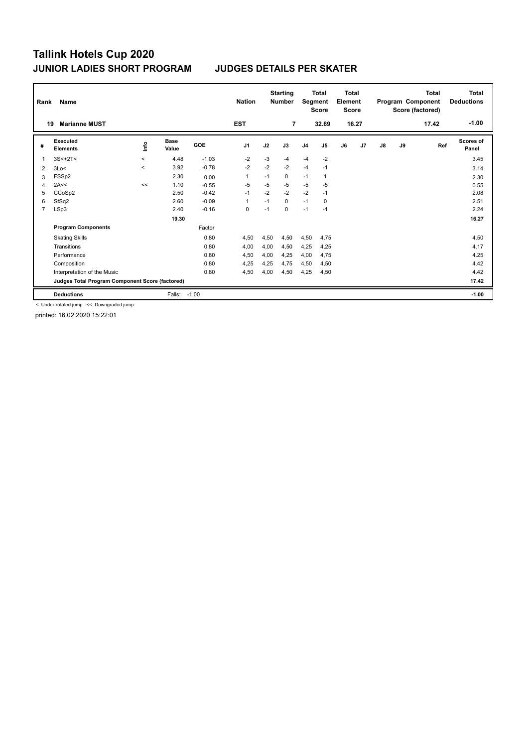# Tallink Hotels Cup 2020

## JUNIOR LADIES SHORT PROGRAM JUDGES DETAILS PER SKATER

| Rank | Name | Nation | Starting Number | Total Segment Score | Total Element Score | Total Program Component Score (factored) | Total Deductions |
|---|---|---|---|---|---|---|---|
| 19 | Marianne MUST | EST | 7 | 32.69 | 16.27 | 17.42 | -1.00 |

| # | Executed Elements | Info | Base Value | GOE | J1 | J2 | J3 | J4 | J5 | J6 | J7 | J8 | J9 | Ref | Scores of Panel |
|---|---|---|---|---|---|---|---|---|---|---|---|---|---|---|---|
| 1 | 3S<+2T< | < | 4.48 | -1.03 | -2 | -3 | -4 | -4 | -2 | | | | | | 3.45 |
| 2 | 3Lo< | < | 3.92 | -0.78 | -2 | -2 | -2 | -4 | -1 | | | | | | 3.14 |
| 3 | FSSp2 | | 2.30 | 0.00 | 1 | -1 | 0 | -1 | 1 | | | | | | 2.30 |
| 4 | 2A<< | << | 1.10 | -0.55 | -5 | -5 | -5 | -5 | -5 | | | | | | 0.55 |
| 5 | CCoSp2 | | 2.50 | -0.42 | -1 | -2 | -2 | -2 | -1 | | | | | | 2.08 |
| 6 | StSq2 | | 2.60 | -0.09 | 1 | -1 | 0 | -1 | 0 | | | | | | 2.51 |
| 7 | LSp3 | | 2.40 | -0.16 | 0 | -1 | 0 | -1 | -1 | | | | | | 2.24 |
| | | | 19.30 | | | | | | | | | | | | 16.27 |
| | **Program Components** | | | Factor | | | | | | | | | | | |
| | Skating Skills | | | 0.80 | 4,50 | 4,50 | 4,50 | 4,50 | 4,75 | | | | | | 4.50 |
| | Transitions | | | 0.80 | 4,00 | 4,00 | 4,50 | 4,25 | 4,25 | | | | | | 4.17 |
| | Performance | | | 0.80 | 4,50 | 4,00 | 4,25 | 4,00 | 4,75 | | | | | | 4.25 |
| | Composition | | | 0.80 | 4,25 | 4,25 | 4,75 | 4,50 | 4,50 | | | | | | 4.42 |
| | Interpretation of the Music | | | 0.80 | 4,50 | 4,00 | 4,50 | 4,25 | 4,50 | | | | | | 4.42 |
| | **Judges Total Program Component Score (factored)** | | | | | | | | | | | | | | 17.42 |
| | **Deductions** | | Falls: | -1.00 | | | | | | | | | | | -1.00 |

< Under-rotated jump << Downgraded jump

printed: 16.02.2020 15:22:01